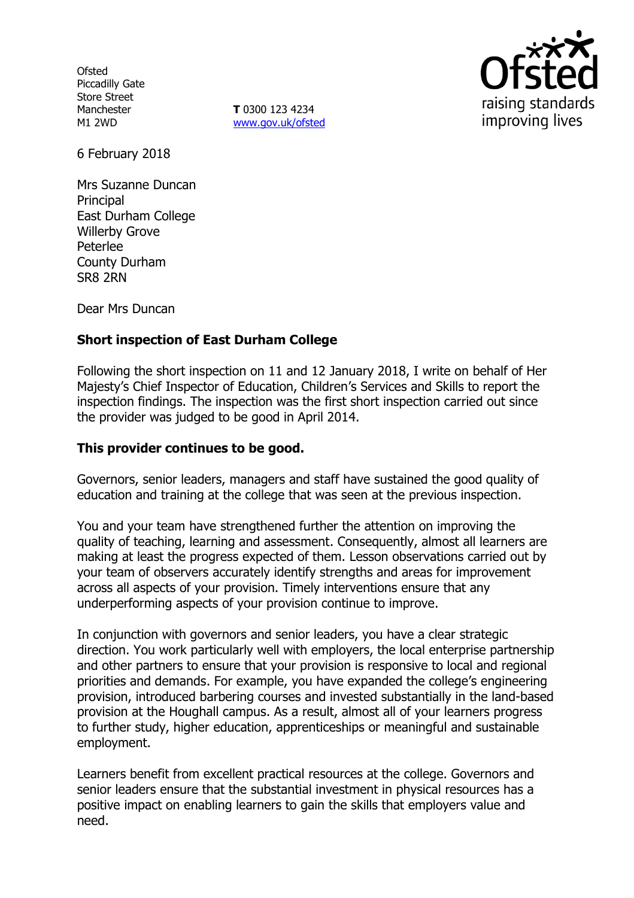Ofsted
Piccadilly Gate
Store Street
Manchester
M1 2WD

**T** 0300 123 4234
www.gov.uk/ofsted

6 February 2018

Mrs Suzanne Duncan
Principal
East Durham College
Willerby Grove
Peterlee
County Durham
SR8 2RN

Dear Mrs Duncan

**Short inspection of East Durham College**

Following the short inspection on 11 and 12 January 2018, I write on behalf of Her Majesty's Chief Inspector of Education, Children's Services and Skills to report the inspection findings. The inspection was the first short inspection carried out since the provider was judged to be good in April 2014.

**This provider continues to be good.**

Governors, senior leaders, managers and staff have sustained the good quality of education and training at the college that was seen at the previous inspection.

You and your team have strengthened further the attention on improving the quality of teaching, learning and assessment. Consequently, almost all learners are making at least the progress expected of them. Lesson observations carried out by your team of observers accurately identify strengths and areas for improvement across all aspects of your provision. Timely interventions ensure that any underperforming aspects of your provision continue to improve.

In conjunction with governors and senior leaders, you have a clear strategic direction. You work particularly well with employers, the local enterprise partnership and other partners to ensure that your provision is responsive to local and regional priorities and demands. For example, you have expanded the college's engineering provision, introduced barbering courses and invested substantially in the land-based provision at the Houghall campus. As a result, almost all of your learners progress to further study, higher education, apprenticeships or meaningful and sustainable employment.

Learners benefit from excellent practical resources at the college. Governors and senior leaders ensure that the substantial investment in physical resources has a positive impact on enabling learners to gain the skills that employers value and need.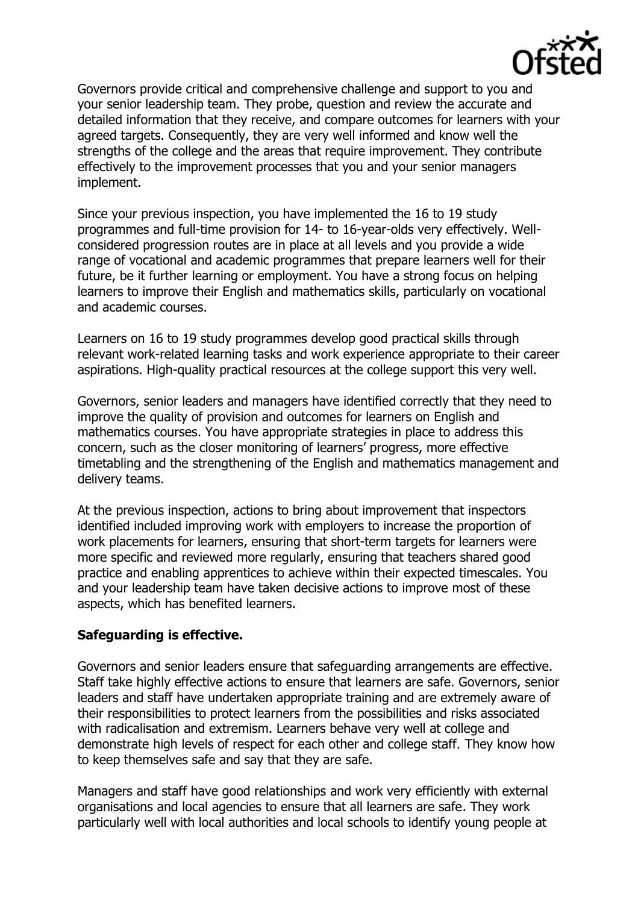Governors provide critical and comprehensive challenge and support to you and your senior leadership team. They probe, question and review the accurate and detailed information that they receive, and compare outcomes for learners with your agreed targets. Consequently, they are very well informed and know well the strengths of the college and the areas that require improvement. They contribute effectively to the improvement processes that you and your senior managers implement.

Since your previous inspection, you have implemented the 16 to 19 study programmes and full-time provision for 14- to 16-year-olds very effectively. Well-considered progression routes are in place at all levels and you provide a wide range of vocational and academic programmes that prepare learners well for their future, be it further learning or employment. You have a strong focus on helping learners to improve their English and mathematics skills, particularly on vocational and academic courses.

Learners on 16 to 19 study programmes develop good practical skills through relevant work-related learning tasks and work experience appropriate to their career aspirations. High-quality practical resources at the college support this very well.

Governors, senior leaders and managers have identified correctly that they need to improve the quality of provision and outcomes for learners on English and mathematics courses. You have appropriate strategies in place to address this concern, such as the closer monitoring of learners' progress, more effective timetabling and the strengthening of the English and mathematics management and delivery teams.

At the previous inspection, actions to bring about improvement that inspectors identified included improving work with employers to increase the proportion of work placements for learners, ensuring that short-term targets for learners were more specific and reviewed more regularly, ensuring that teachers shared good practice and enabling apprentices to achieve within their expected timescales. You and your leadership team have taken decisive actions to improve most of these aspects, which has benefited learners.

**Safeguarding is effective.**

Governors and senior leaders ensure that safeguarding arrangements are effective. Staff take highly effective actions to ensure that learners are safe. Governors, senior leaders and staff have undertaken appropriate training and are extremely aware of their responsibilities to protect learners from the possibilities and risks associated with radicalisation and extremism. Learners behave very well at college and demonstrate high levels of respect for each other and college staff. They know how to keep themselves safe and say that they are safe.

Managers and staff have good relationships and work very efficiently with external organisations and local agencies to ensure that all learners are safe. They work particularly well with local authorities and local schools to identify young people at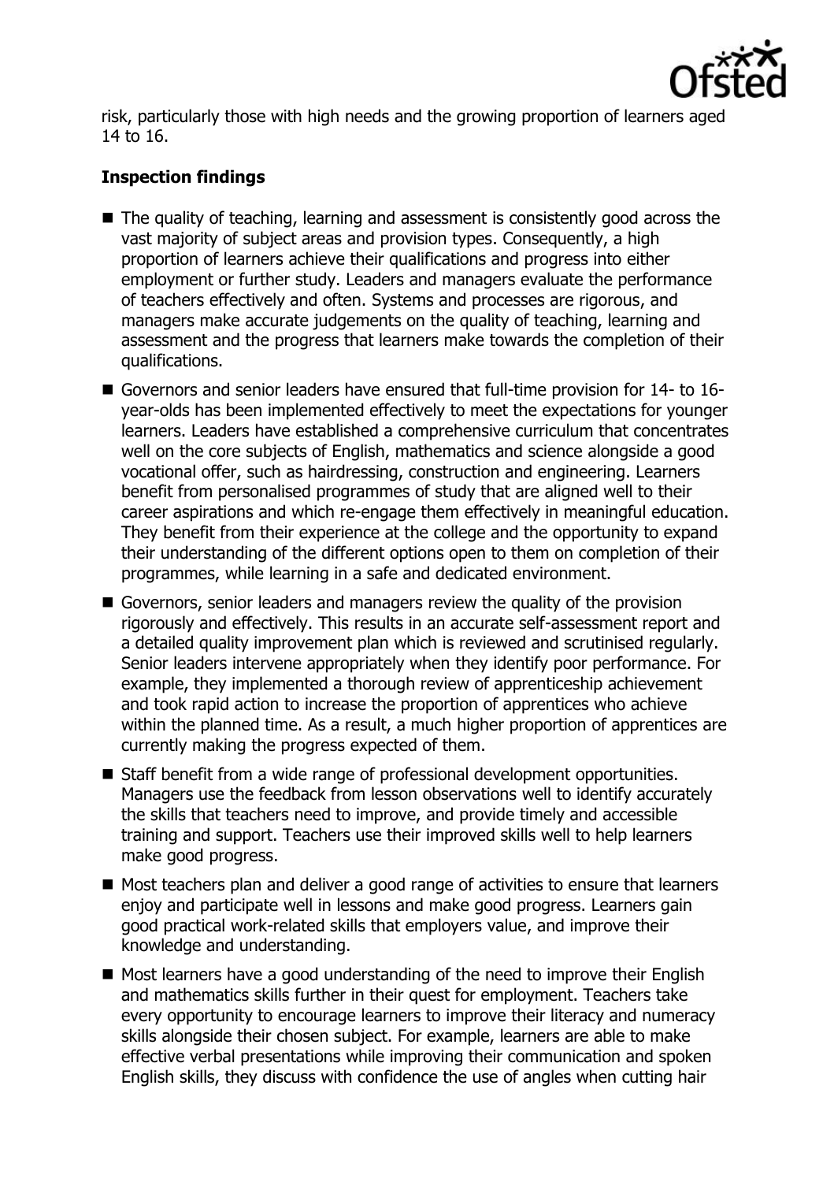risk, particularly those with high needs and the growing proportion of learners aged 14 to 16.

**Inspection findings**

- The quality of teaching, learning and assessment is consistently good across the vast majority of subject areas and provision types. Consequently, a high proportion of learners achieve their qualifications and progress into either employment or further study. Leaders and managers evaluate the performance of teachers effectively and often. Systems and processes are rigorous, and managers make accurate judgements on the quality of teaching, learning and assessment and the progress that learners make towards the completion of their qualifications.
- Governors and senior leaders have ensured that full-time provision for 14- to 16-year-olds has been implemented effectively to meet the expectations for younger learners. Leaders have established a comprehensive curriculum that concentrates well on the core subjects of English, mathematics and science alongside a good vocational offer, such as hairdressing, construction and engineering. Learners benefit from personalised programmes of study that are aligned well to their career aspirations and which re-engage them effectively in meaningful education. They benefit from their experience at the college and the opportunity to expand their understanding of the different options open to them on completion of their programmes, while learning in a safe and dedicated environment.
- Governors, senior leaders and managers review the quality of the provision rigorously and effectively. This results in an accurate self-assessment report and a detailed quality improvement plan which is reviewed and scrutinised regularly. Senior leaders intervene appropriately when they identify poor performance. For example, they implemented a thorough review of apprenticeship achievement and took rapid action to increase the proportion of apprentices who achieve within the planned time. As a result, a much higher proportion of apprentices are currently making the progress expected of them.
- Staff benefit from a wide range of professional development opportunities. Managers use the feedback from lesson observations well to identify accurately the skills that teachers need to improve, and provide timely and accessible training and support. Teachers use their improved skills well to help learners make good progress.
- Most teachers plan and deliver a good range of activities to ensure that learners enjoy and participate well in lessons and make good progress. Learners gain good practical work-related skills that employers value, and improve their knowledge and understanding.
- Most learners have a good understanding of the need to improve their English and mathematics skills further in their quest for employment. Teachers take every opportunity to encourage learners to improve their literacy and numeracy skills alongside their chosen subject. For example, learners are able to make effective verbal presentations while improving their communication and spoken English skills, they discuss with confidence the use of angles when cutting hair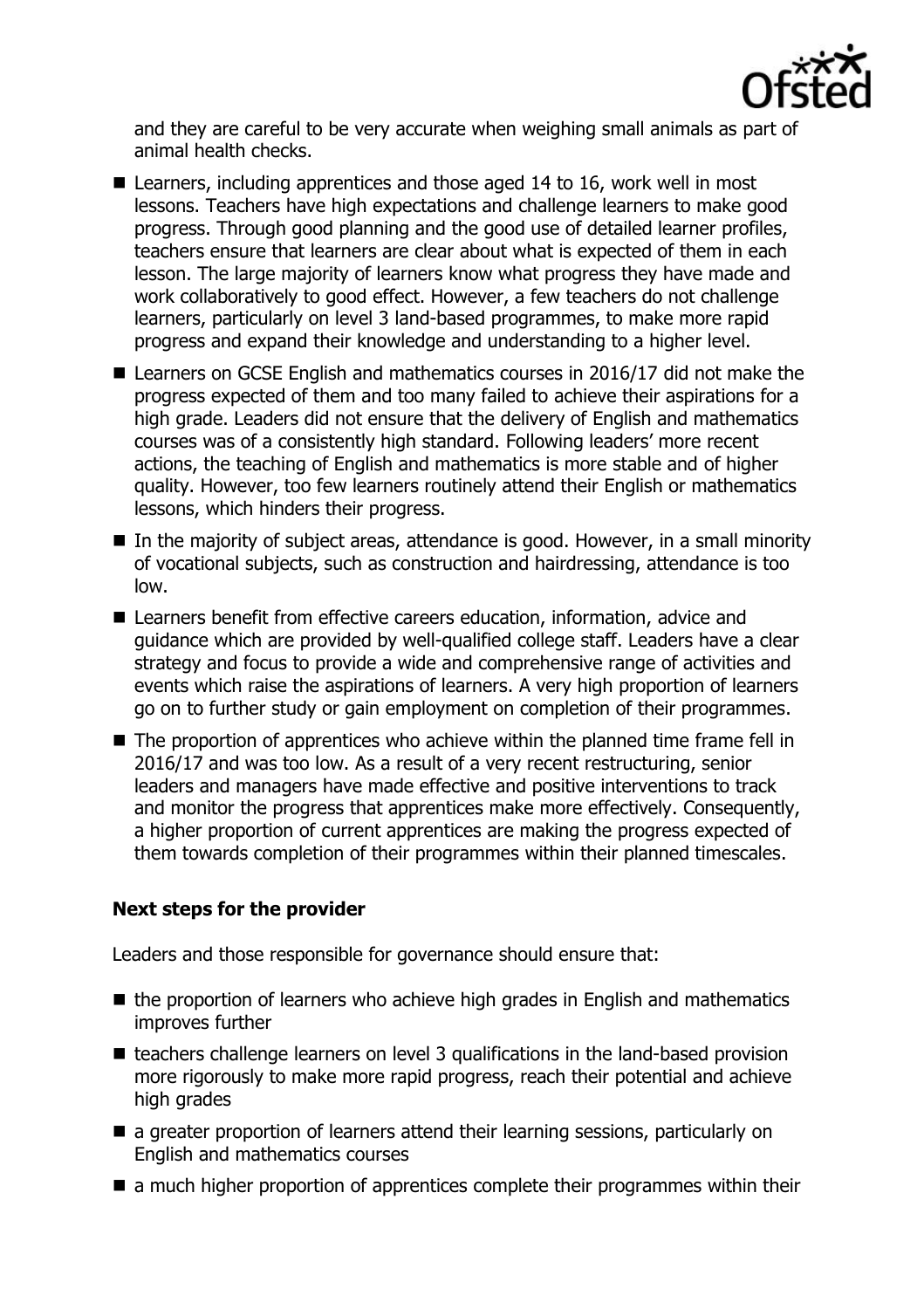and they are careful to be very accurate when weighing small animals as part of animal health checks.

- Learners, including apprentices and those aged 14 to 16, work well in most lessons. Teachers have high expectations and challenge learners to make good progress. Through good planning and the good use of detailed learner profiles, teachers ensure that learners are clear about what is expected of them in each lesson. The large majority of learners know what progress they have made and work collaboratively to good effect. However, a few teachers do not challenge learners, particularly on level 3 land-based programmes, to make more rapid progress and expand their knowledge and understanding to a higher level.
- Learners on GCSE English and mathematics courses in 2016/17 did not make the progress expected of them and too many failed to achieve their aspirations for a high grade. Leaders did not ensure that the delivery of English and mathematics courses was of a consistently high standard. Following leaders' more recent actions, the teaching of English and mathematics is more stable and of higher quality. However, too few learners routinely attend their English or mathematics lessons, which hinders their progress.
- In the majority of subject areas, attendance is good. However, in a small minority of vocational subjects, such as construction and hairdressing, attendance is too low.
- Learners benefit from effective careers education, information, advice and guidance which are provided by well-qualified college staff. Leaders have a clear strategy and focus to provide a wide and comprehensive range of activities and events which raise the aspirations of learners. A very high proportion of learners go on to further study or gain employment on completion of their programmes.
- The proportion of apprentices who achieve within the planned time frame fell in 2016/17 and was too low. As a result of a very recent restructuring, senior leaders and managers have made effective and positive interventions to track and monitor the progress that apprentices make more effectively. Consequently, a higher proportion of current apprentices are making the progress expected of them towards completion of their programmes within their planned timescales.

## Next steps for the provider

Leaders and those responsible for governance should ensure that:

- the proportion of learners who achieve high grades in English and mathematics improves further
- teachers challenge learners on level 3 qualifications in the land-based provision more rigorously to make more rapid progress, reach their potential and achieve high grades
- a greater proportion of learners attend their learning sessions, particularly on English and mathematics courses
- a much higher proportion of apprentices complete their programmes within their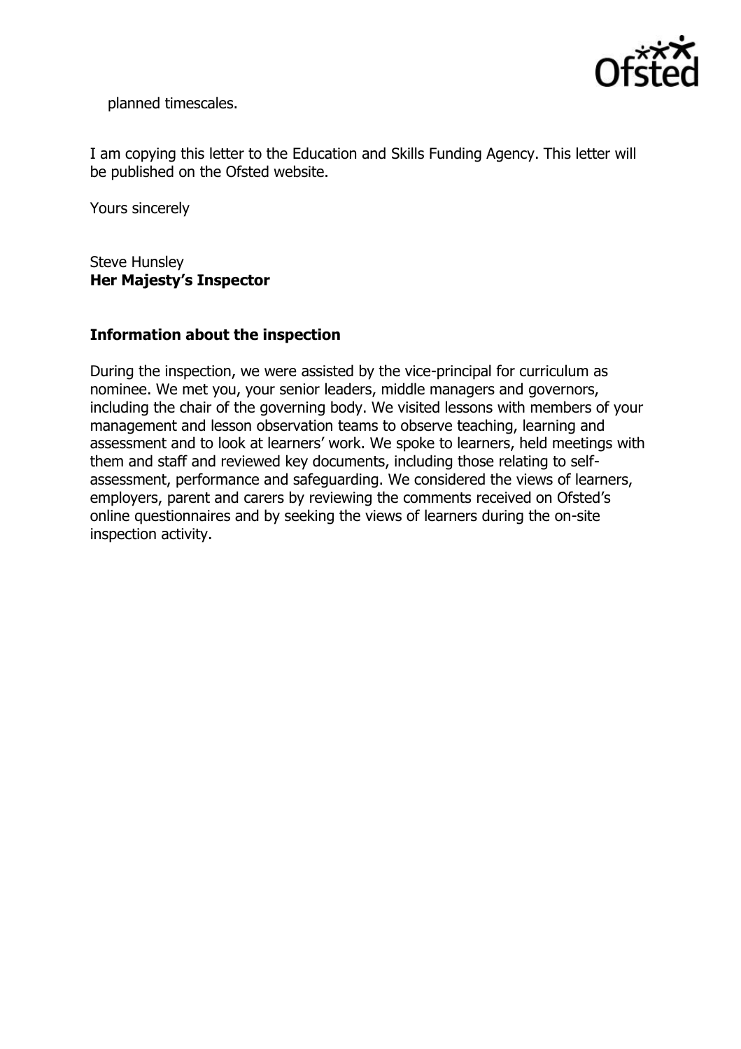planned timescales.

I am copying this letter to the Education and Skills Funding Agency. This letter will be published on the Ofsted website.

Yours sincerely

Steve Hunsley
**Her Majesty's Inspector**

### Information about the inspection

During the inspection, we were assisted by the vice-principal for curriculum as nominee. We met you, your senior leaders, middle managers and governors, including the chair of the governing body. We visited lessons with members of your management and lesson observation teams to observe teaching, learning and assessment and to look at learners' work. We spoke to learners, held meetings with them and staff and reviewed key documents, including those relating to self-assessment, performance and safeguarding. We considered the views of learners, employers, parent and carers by reviewing the comments received on Ofsted's online questionnaires and by seeking the views of learners during the on-site inspection activity.